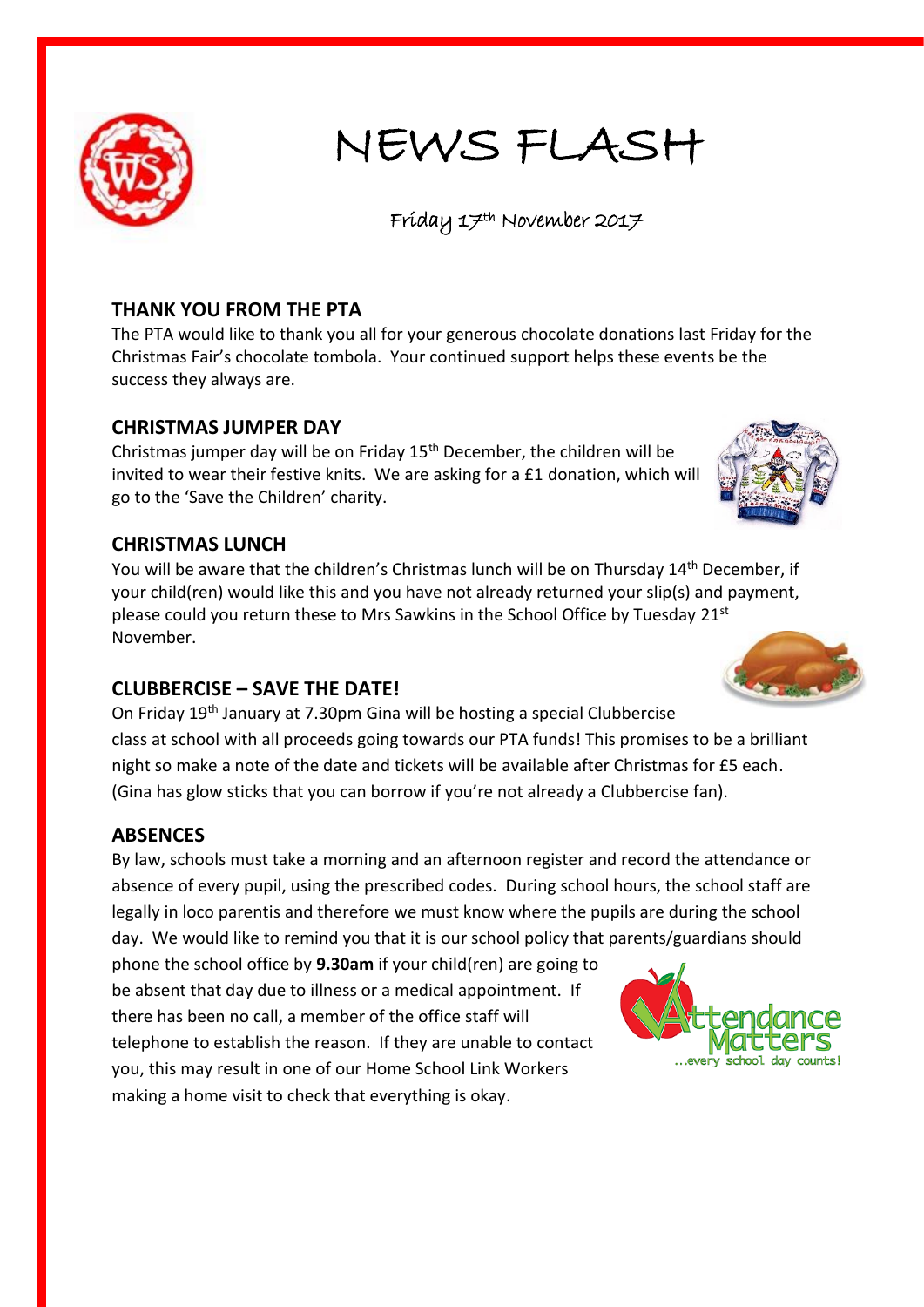# NEWS FLASH

Friday 17th November 2017

## THANK YOU FROM THE PTA

The PTA would like to thank you all for your generous chocolate donations last Friday for the Christmas Fair's chocolate tombola. Your continued support helps these events be the success they always are.

## CHRISTMAS JUMPER DAY

Christmas jumper day will be on Friday 15th December, the children will be invited to wear their festive knits. We are asking for a £1 donation, which will go to the 'Save the Children' charity.

## CHRISTMAS LUNCH

You will be aware that the children's Christmas lunch will be on Thursday 14th December, if your child(ren) would like this and you have not already returned your slip(s) and payment, please could you return these to Mrs Sawkins in the School Office by Tuesday 21st November.

## CLUBBERCISE – SAVE THE DATE!

On Friday 19th January at 7.30pm Gina will be hosting a special Clubbercise class at school with all proceeds going towards our PTA funds! This promises to be a brilliant night so make a note of the date and tickets will be available after Christmas for £5 each. (Gina has glow sticks that you can borrow if you're not already a Clubbercise fan).

## ABSENCES

By law, schools must take a morning and an afternoon register and record the attendance or absence of every pupil, using the prescribed codes. During school hours, the school staff are legally in loco parentis and therefore we must know where the pupils are during the school day. We would like to remind you that it is our school policy that parents/guardians should phone the school office by **9.30am** if your child(ren) are going to be absent that day due to illness or a medical appointment. If there has been no call, a member of the office staff will telephone to establish the reason. If they are unable to contact you, this may result in one of our Home School Link Workers making a home visit to check that everything is okay.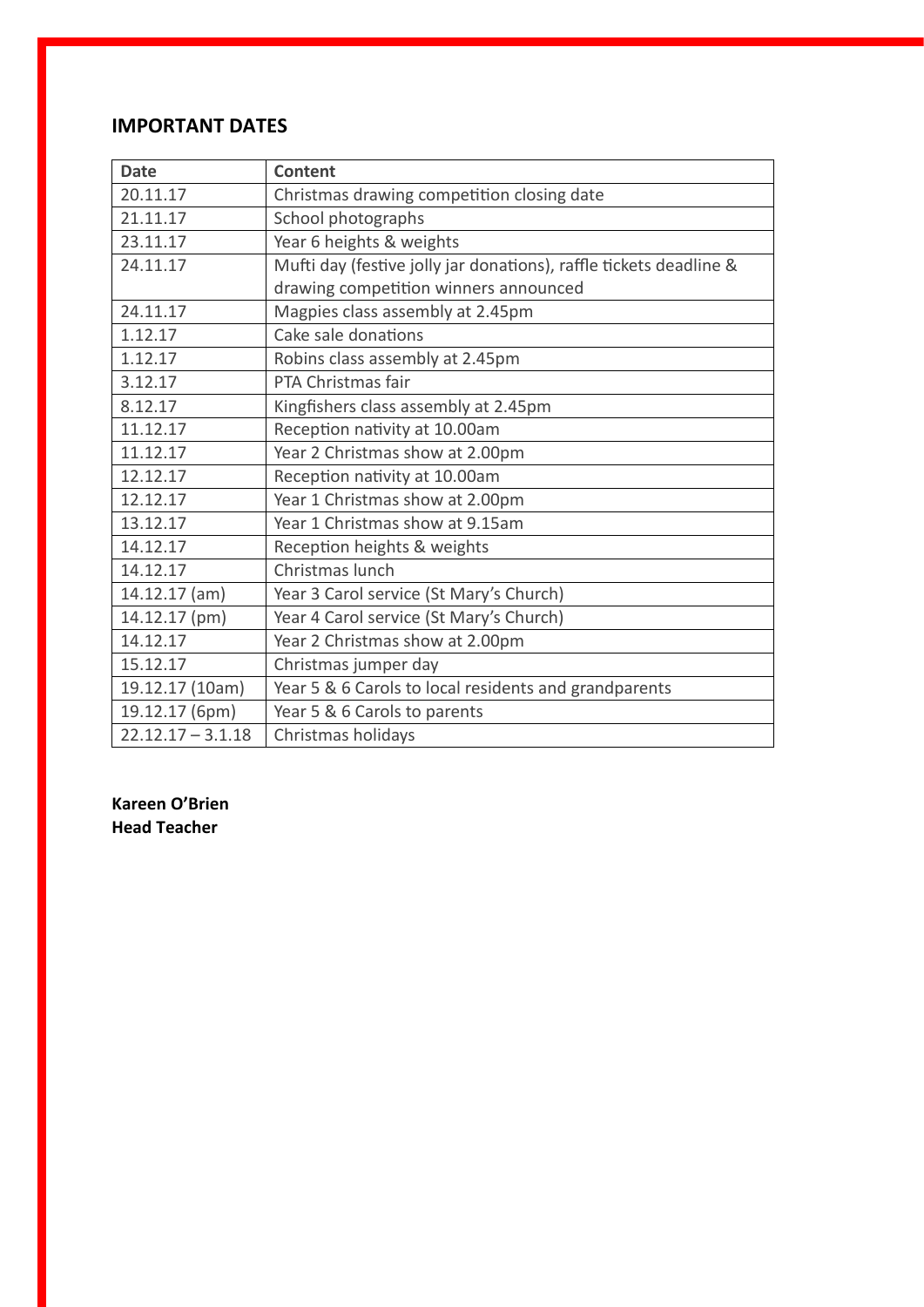## IMPORTANT DATES

| Date | Content |
| --- | --- |
| 20.11.17 | Christmas drawing competition closing date |
| 21.11.17 | School photographs |
| 23.11.17 | Year 6 heights & weights |
| 24.11.17 | Mufti day (festive jolly jar donations), raffle tickets deadline & drawing competition winners announced |
| 24.11.17 | Magpies class assembly at 2.45pm |
| 1.12.17 | Cake sale donations |
| 1.12.17 | Robins class assembly at 2.45pm |
| 3.12.17 | PTA Christmas fair |
| 8.12.17 | Kingfishers class assembly at 2.45pm |
| 11.12.17 | Reception nativity at 10.00am |
| 11.12.17 | Year 2 Christmas show at 2.00pm |
| 12.12.17 | Reception nativity at 10.00am |
| 12.12.17 | Year 1 Christmas show at 2.00pm |
| 13.12.17 | Year 1 Christmas show at 9.15am |
| 14.12.17 | Reception heights & weights |
| 14.12.17 | Christmas lunch |
| 14.12.17 (am) | Year 3 Carol service (St Mary's Church) |
| 14.12.17 (pm) | Year 4 Carol service (St Mary's Church) |
| 14.12.17 | Year 2 Christmas show at 2.00pm |
| 15.12.17 | Christmas jumper day |
| 19.12.17 (10am) | Year 5 & 6 Carols to local residents and grandparents |
| 19.12.17 (6pm) | Year 5 & 6 Carols to parents |
| 22.12.17 – 3.1.18 | Christmas holidays |

**Kareen O'Brien**
**Head Teacher**